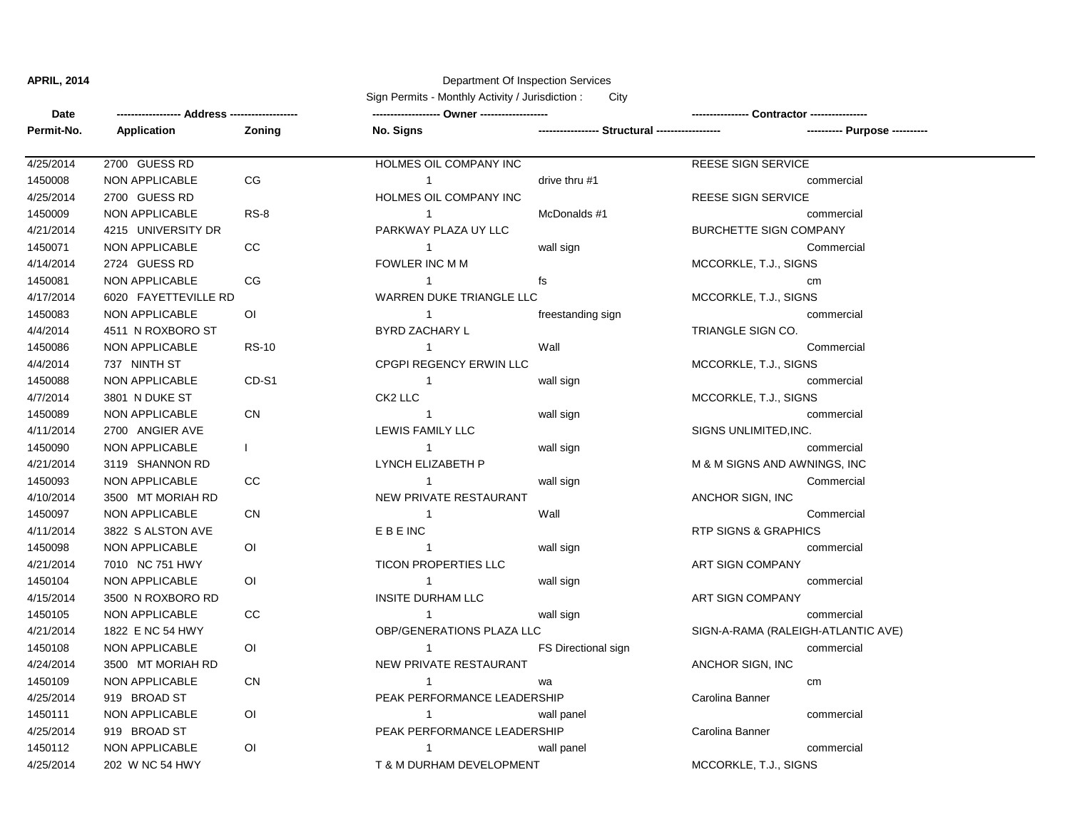**APRIL, 2014**

Department Of Inspection Services

Sign Permits - Monthly Activity / Jurisdiction : City

| Date | ------------------ Address ------------------ | | ------------------ Owner ------------------ | | ---------------- Contractor ---------------- | |
|---|---|---|---|---|---|---|
| **Permit-No.** | **Application** | **Zoning** | **No. Signs** | **---------------- Structural ----------------** | | **---------- Purpose ----------** |
| 4/25/2014 | 2700 GUESS RD | | HOLMES OIL COMPANY INC | | REESE SIGN SERVICE | |
| 1450008 | NON APPLICABLE | CG | 1 | drive thru #1 | | commercial |
| 4/25/2014 | 2700 GUESS RD | | HOLMES OIL COMPANY INC | | REESE SIGN SERVICE | |
| 1450009 | NON APPLICABLE | RS-8 | 1 | McDonalds #1 | | commercial |
| 4/21/2014 | 4215 UNIVERSITY DR | | PARKWAY PLAZA UY LLC | | BURCHETTE SIGN COMPANY | |
| 1450071 | NON APPLICABLE | CC | 1 | wall sign | | Commercial |
| 4/14/2014 | 2724 GUESS RD | | FOWLER INC M M | | MCCORKLE, T.J., SIGNS | |
| 1450081 | NON APPLICABLE | CG | 1 | fs | | cm |
| 4/17/2014 | 6020 FAYETTEVILLE RD | | WARREN DUKE TRIANGLE LLC | | MCCORKLE, T.J., SIGNS | |
| 1450083 | NON APPLICABLE | OI | 1 | freestanding sign | | commercial |
| 4/4/2014 | 4511 N ROXBORO ST | | BYRD ZACHARY L | | TRIANGLE SIGN CO. | |
| 1450086 | NON APPLICABLE | RS-10 | 1 | Wall | | Commercial |
| 4/4/2014 | 737 NINTH ST | | CPGPI REGENCY ERWIN LLC | | MCCORKLE, T.J., SIGNS | |
| 1450088 | NON APPLICABLE | CD-S1 | 1 | wall sign | | commercial |
| 4/7/2014 | 3801 N DUKE ST | | CK2 LLC | | MCCORKLE, T.J., SIGNS | |
| 1450089 | NON APPLICABLE | CN | 1 | wall sign | | commercial |
| 4/11/2014 | 2700 ANGIER AVE | | LEWIS FAMILY LLC | | SIGNS UNLIMITED,INC. | |
| 1450090 | NON APPLICABLE | I | 1 | wall sign | | commercial |
| 4/21/2014 | 3119 SHANNON RD | | LYNCH ELIZABETH P | | M & M SIGNS AND AWNINGS, INC | |
| 1450093 | NON APPLICABLE | CC | 1 | wall sign | | Commercial |
| 4/10/2014 | 3500 MT MORIAH RD | | NEW PRIVATE RESTAURANT | | ANCHOR SIGN, INC | |
| 1450097 | NON APPLICABLE | CN | 1 | Wall | | Commercial |
| 4/11/2014 | 3822 S ALSTON AVE | | E B E INC | | RTP SIGNS & GRAPHICS | |
| 1450098 | NON APPLICABLE | OI | 1 | wall sign | | commercial |
| 4/21/2014 | 7010 NC 751 HWY | | TICON PROPERTIES LLC | | ART SIGN COMPANY | |
| 1450104 | NON APPLICABLE | OI | 1 | wall sign | | commercial |
| 4/15/2014 | 3500 N ROXBORO RD | | INSITE DURHAM LLC | | ART SIGN COMPANY | |
| 1450105 | NON APPLICABLE | CC | 1 | wall sign | | commercial |
| 4/21/2014 | 1822 E NC 54 HWY | | OBP/GENERATIONS PLAZA LLC | | SIGN-A-RAMA (RALEIGH-ATLANTIC AVE) | |
| 1450108 | NON APPLICABLE | OI | 1 | FS Directional sign | | commercial |
| 4/24/2014 | 3500 MT MORIAH RD | | NEW PRIVATE RESTAURANT | | ANCHOR SIGN, INC | |
| 1450109 | NON APPLICABLE | CN | 1 | wa | | cm |
| 4/25/2014 | 919 BROAD ST | | PEAK PERFORMANCE LEADERSHIP | | Carolina Banner | |
| 1450111 | NON APPLICABLE | OI | 1 | wall panel | | commercial |
| 4/25/2014 | 919 BROAD ST | | PEAK PERFORMANCE LEADERSHIP | | Carolina Banner | |
| 1450112 | NON APPLICABLE | OI | 1 | wall panel | | commercial |
| 4/25/2014 | 202 W NC 54 HWY | | T & M DURHAM DEVELOPMENT | | MCCORKLE, T.J., SIGNS | |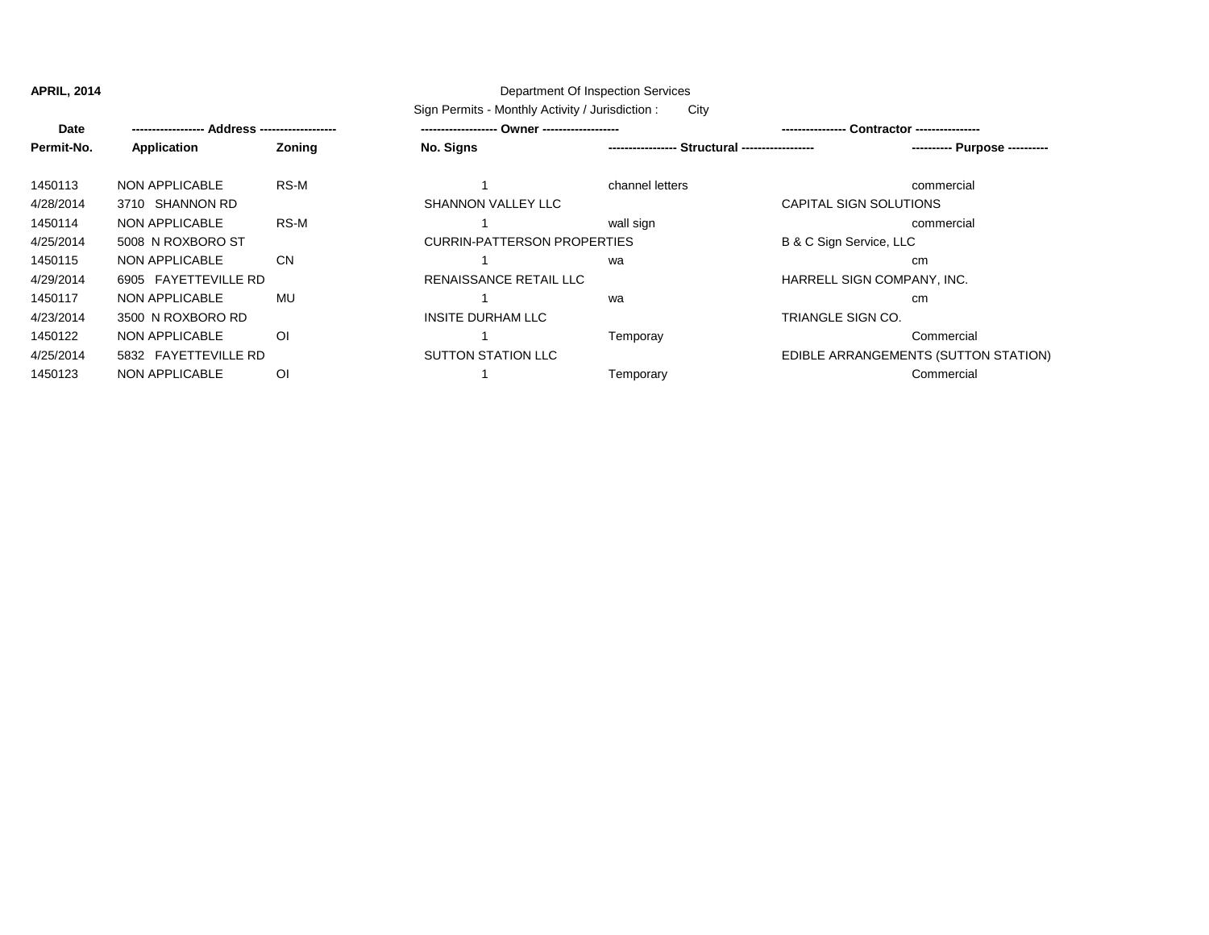**APRIL, 2014**

Department Of Inspection Services

Sign Permits - Monthly Activity / Jurisdiction : City

| Date | ------------------ Address ------------------- | | ------------------- Owner ------------------- | | ---------------- Contractor ---------------- | |
|---|---|---|---|---|---|---|
| **Permit-No.** | **Application** | **Zoning** | **No. Signs** | ----------------- **Structural** ------------------ | | ---------- **Purpose** ---------- |
| 1450113 | NON APPLICABLE | RS-M | 1 | channel letters | | commercial |
| 4/28/2014 | 3710 SHANNON RD | | SHANNON VALLEY LLC | | CAPITAL SIGN SOLUTIONS | |
| 1450114 | NON APPLICABLE | RS-M | 1 | wall sign | | commercial |
| 4/25/2014 | 5008 N ROXBORO ST | | CURRIN-PATTERSON PROPERTIES | | B & C Sign Service, LLC | |
| 1450115 | NON APPLICABLE | CN | 1 | wa | | cm |
| 4/29/2014 | 6905 FAYETTEVILLE RD | | RENAISSANCE RETAIL LLC | | HARRELL SIGN COMPANY, INC. | |
| 1450117 | NON APPLICABLE | MU | 1 | wa | | cm |
| 4/23/2014 | 3500 N ROXBORO RD | | INSITE DURHAM LLC | | TRIANGLE SIGN CO. | |
| 1450122 | NON APPLICABLE | OI | 1 | Temporay | | Commercial |
| 4/25/2014 | 5832 FAYETTEVILLE RD | | SUTTON STATION LLC | | EDIBLE ARRANGEMENTS (SUTTON STATION) | |
| 1450123 | NON APPLICABLE | OI | 1 | Temporary | | Commercial |